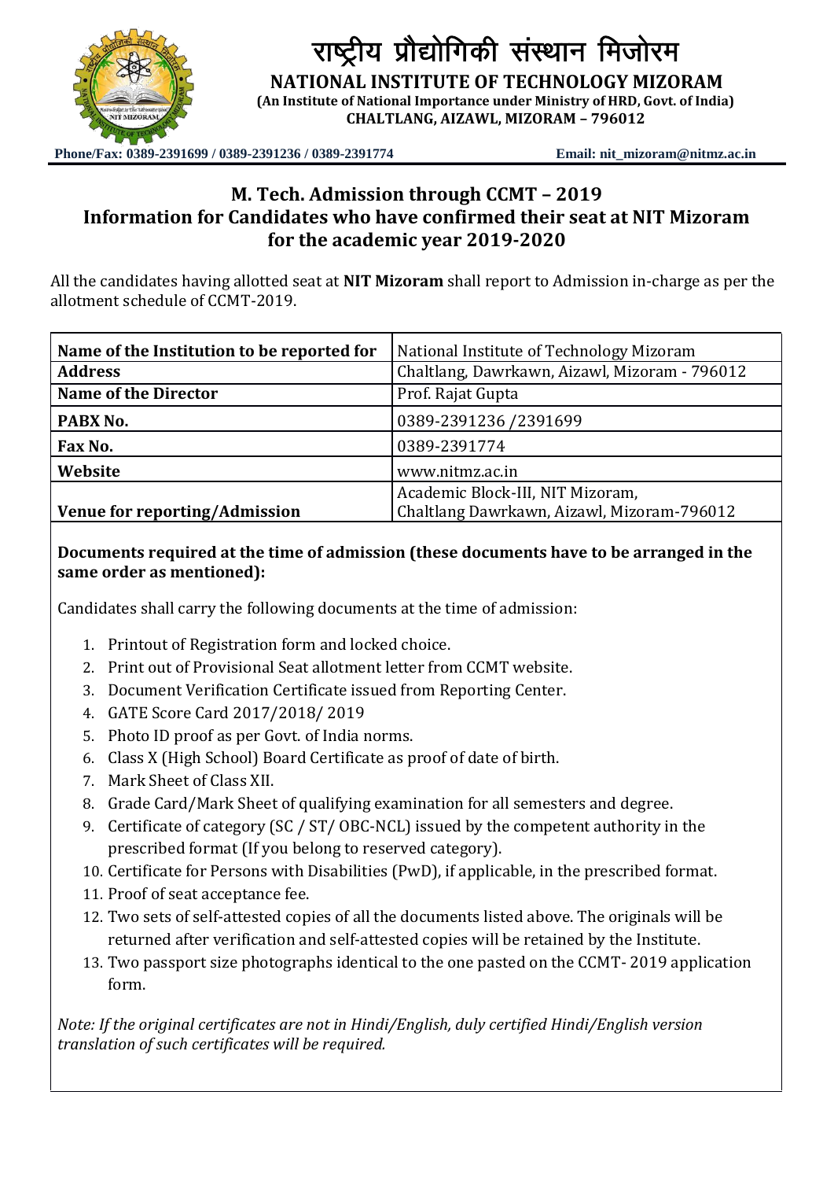# राष्ट्रीय प्रौद्योगिकी संस्थान मिजोरम

**NATIONAL INSTITUTE OF TECHNOLOGY MIZORAM**

**(An Institute of National Importance under Ministry of HRD, Govt. of India)**

**CHALTLANG, AIZAWL, MIZORAM – 796012**

**Phone/Fax: 0389-2391699 / 0389-2391236 / 0389-2391774** **Email: nit_mizoram@nitmz.ac.in**

## M. Tech. Admission through CCMT – 2019
## Information for Candidates who have confirmed their seat at NIT Mizoram for the academic year 2019-2020

All the candidates having allotted seat at **NIT Mizoram** shall report to Admission in-charge as per the allotment schedule of CCMT-2019.

| **Name of the Institution to be reported for** | National Institute of Technology Mizoram |
|---|---|
| **Address** | Chaltlang, Dawrkawn, Aizawl, Mizoram - 796012 |
| **Name of the Director** | Prof. Rajat Gupta |
| **PABX No.** | 0389-2391236 /2391699 |
| **Fax No.** | 0389-2391774 |
| **Website** | www.nitmz.ac.in |
| **Venue for reporting/Admission** | Academic Block-III, NIT Mizoram, Chaltlang Dawrkawn, Aizawl, Mizoram-796012 |

**Documents required at the time of admission (these documents have to be arranged in the same order as mentioned):**

Candidates shall carry the following documents at the time of admission:

1. Printout of Registration form and locked choice.
2. Print out of Provisional Seat allotment letter from CCMT website.
3. Document Verification Certificate issued from Reporting Center.
4. GATE Score Card 2017/2018/ 2019
5. Photo ID proof as per Govt. of India norms.
6. Class X (High School) Board Certificate as proof of date of birth.
7. Mark Sheet of Class XII.
8. Grade Card/Mark Sheet of qualifying examination for all semesters and degree.
9. Certificate of category (SC / ST/ OBC-NCL) issued by the competent authority in the prescribed format (If you belong to reserved category).
10. Certificate for Persons with Disabilities (PwD), if applicable, in the prescribed format.
11. Proof of seat acceptance fee.
12. Two sets of self-attested copies of all the documents listed above. The originals will be returned after verification and self-attested copies will be retained by the Institute.
13. Two passport size photographs identical to the one pasted on the CCMT- 2019 application form.

*Note: If the original certificates are not in Hindi/English, duly certified Hindi/English version translation of such certificates will be required.*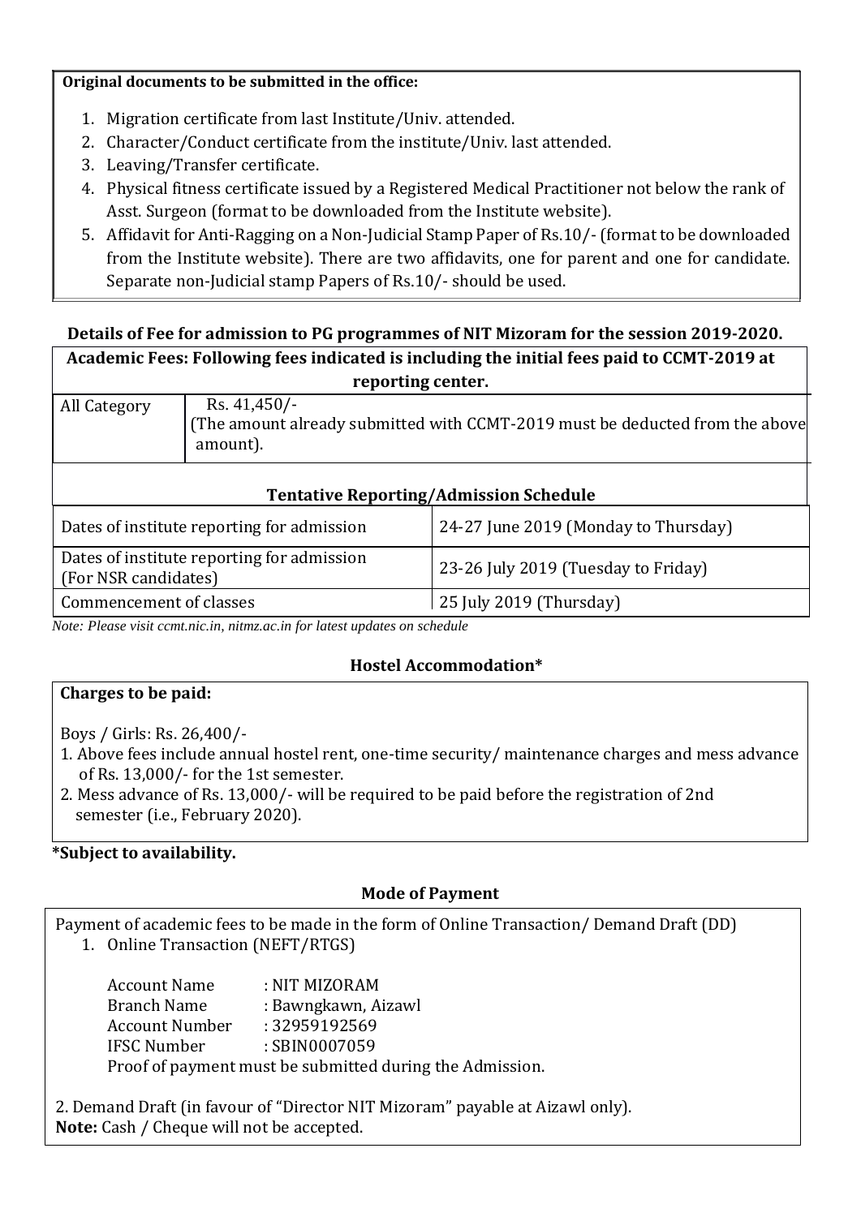**Original documents to be submitted in the office:**

1. Migration certificate from last Institute/Univ. attended.
2. Character/Conduct certificate from the institute/Univ. last attended.
3. Leaving/Transfer certificate.
4. Physical fitness certificate issued by a Registered Medical Practitioner not below the rank of Asst. Surgeon (format to be downloaded from the Institute website).
5. Affidavit for Anti-Ragging on a Non-Judicial Stamp Paper of Rs.10/- (format to be downloaded from the Institute website). There are two affidavits, one for parent and one for candidate. Separate non-Judicial stamp Papers of Rs.10/- should be used.

### Details of Fee for admission to PG programmes of NIT Mizoram for the session 2019-2020.

**Academic Fees: Following fees indicated is including the initial fees paid to CCMT-2019 at reporting center.**

| All Category | Rs. 41,450/- (The amount already submitted with CCMT-2019 must be deducted from the above amount). |
|---|---|

**Tentative Reporting/Admission Schedule**

| Dates of institute reporting for admission | 24-27 June 2019 (Monday to Thursday) |
|---|---|
| Dates of institute reporting for admission (For NSR candidates) | 23-26 July 2019 (Tuesday to Friday) |
| Commencement of classes | 25 July 2019 (Thursday) |

*Note: Please visit ccmt.nic.in, nitmz.ac.in for latest updates on schedule*

### Hostel Accommodation*

**Charges to be paid:**

Boys / Girls: Rs. 26,400/-

1. Above fees include annual hostel rent, one-time security/ maintenance charges and mess advance of Rs. 13,000/- for the 1st semester.
2. Mess advance of Rs. 13,000/- will be required to be paid before the registration of 2nd semester (i.e., February 2020).

**\*Subject to availability.**

### Mode of Payment

Payment of academic fees to be made in the form of Online Transaction/ Demand Draft (DD)

1. Online Transaction (NEFT/RTGS)

   Account Name : NIT MIZORAM
   Branch Name : Bawngkawn, Aizawl
   Account Number : 32959192569
   IFSC Number : SBIN0007059
   Proof of payment must be submitted during the Admission.

2. Demand Draft (in favour of "Director NIT Mizoram" payable at Aizawl only).

**Note:** Cash / Cheque will not be accepted.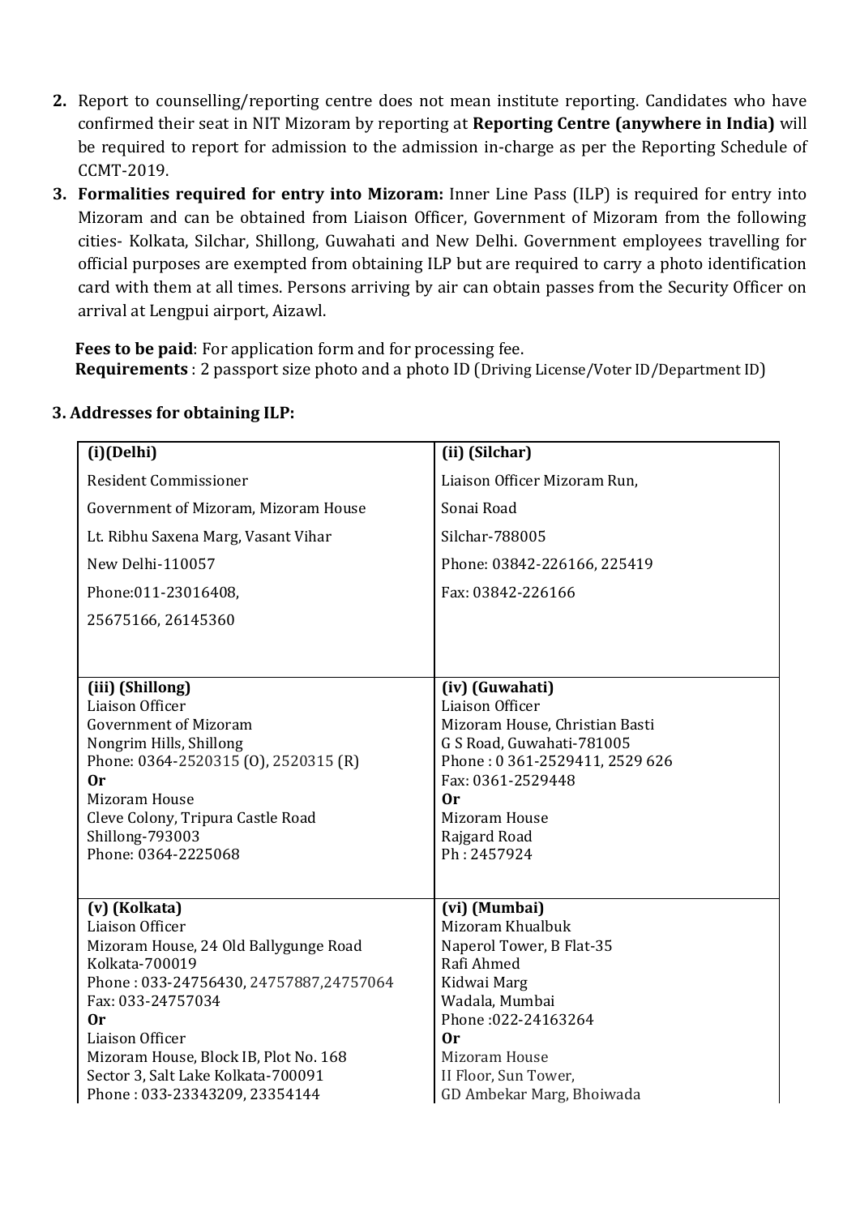2. Report to counselling/reporting centre does not mean institute reporting. Candidates who have confirmed their seat in NIT Mizoram by reporting at **Reporting Centre (anywhere in India)** will be required to report for admission to the admission in-charge as per the Reporting Schedule of CCMT-2019.
3. **Formalities required for entry into Mizoram:** Inner Line Pass (ILP) is required for entry into Mizoram and can be obtained from Liaison Officer, Government of Mizoram from the following cities- Kolkata, Silchar, Shillong, Guwahati and New Delhi. Government employees travelling for official purposes are exempted from obtaining ILP but are required to carry a photo identification card with them at all times. Persons arriving by air can obtain passes from the Security Officer on arrival at Lengpui airport, Aizawl.

   **Fees to be paid**: For application form and for processing fee.
   **Requirements** : 2 passport size photo and a photo ID (Driving License/Voter ID/Department ID)

**3. Addresses for obtaining ILP:**

| **(i)(Delhi)** | **(ii) (Silchar)** |
|---|---|
| Resident Commissioner<br>Government of Mizoram, Mizoram House<br>Lt. Ribhu Saxena Marg, Vasant Vihar<br>New Delhi-110057<br>Phone:011-23016408,<br>25675166, 26145360 | Liaison Officer Mizoram Run,<br>Sonai Road<br>Silchar-788005<br>Phone: 03842-226166, 225419<br>Fax: 03842-226166 |
| **(iii) (Shillong)**<br>Liaison Officer<br>Government of Mizoram<br>Nongrim Hills, Shillong<br>Phone: 0364-2520315 (O), 2520315 (R)<br>**Or**<br>Mizoram House<br>Cleve Colony, Tripura Castle Road<br>Shillong-793003<br>Phone: 0364-2225068 | **(iv) (Guwahati)**<br>Liaison Officer<br>Mizoram House, Christian Basti<br>G S Road, Guwahati-781005<br>Phone : 0 361-2529411, 2529 626<br>Fax: 0361-2529448<br>**Or**<br>Mizoram House<br>Rajgard Road<br>Ph : 2457924 |
| **(v) (Kolkata)**<br>Liaison Officer<br>Mizoram House, 24 Old Ballygunge Road<br>Kolkata-700019<br>Phone : 033-24756430, 24757887,24757064<br>Fax: 033-24757034<br>**Or**<br>Liaison Officer<br>Mizoram House, Block IB, Plot No. 168<br>Sector 3, Salt Lake Kolkata-700091<br>Phone : 033-23343209, 23354144 | **(vi) (Mumbai)**<br>Mizoram Khualbuk<br>Naperol Tower, B Flat-35<br>Rafi Ahmed<br>Kidwai Marg<br>Wadala, Mumbai<br>Phone :022-24163264<br>**Or**<br>Mizoram House<br>II Floor, Sun Tower,<br>GD Ambekar Marg, Bhoiwada |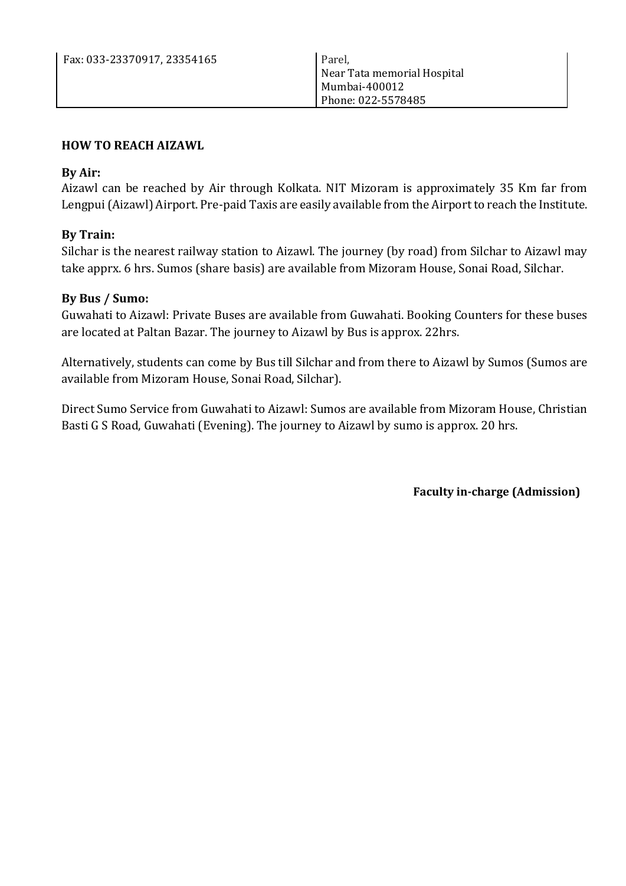| | |
|---|---|
| Fax: 033-23370917, 23354165 | Parel,<br>Near Tata memorial Hospital<br>Mumbai-400012<br>Phone: 022-5578485 |

**HOW TO REACH AIZAWL**

**By Air:**

Aizawl can be reached by Air through Kolkata. NIT Mizoram is approximately 35 Km far from Lengpui (Aizawl) Airport. Pre-paid Taxis are easily available from the Airport to reach the Institute.

**By Train:**

Silchar is the nearest railway station to Aizawl. The journey (by road) from Silchar to Aizawl may take apprx. 6 hrs. Sumos (share basis) are available from Mizoram House, Sonai Road, Silchar.

**By Bus / Sumo:**

Guwahati to Aizawl: Private Buses are available from Guwahati. Booking Counters for these buses are located at Paltan Bazar. The journey to Aizawl by Bus is approx. 22hrs.

Alternatively, students can come by Bus till Silchar and from there to Aizawl by Sumos (Sumos are available from Mizoram House, Sonai Road, Silchar).

Direct Sumo Service from Guwahati to Aizawl: Sumos are available from Mizoram House, Christian Basti G S Road, Guwahati (Evening). The journey to Aizawl by sumo is approx. 20 hrs.

**Faculty in-charge (Admission)**